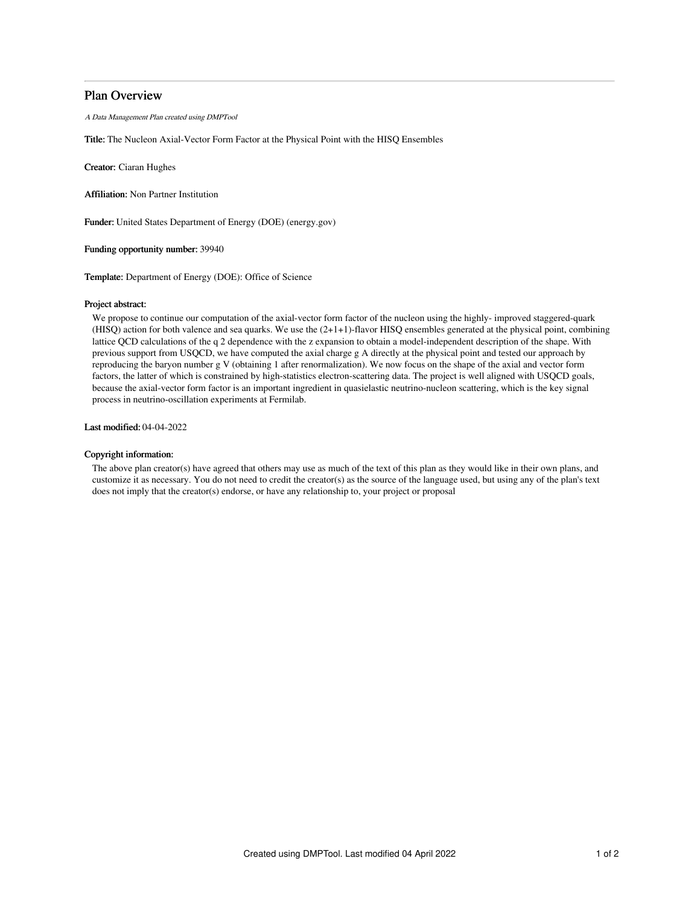# Plan Overview

*A Data Management Plan created using DMPTool*

**Title:** The Nucleon Axial-Vector Form Factor at the Physical Point with the HISQ Ensembles

**Creator:** Ciaran Hughes

**Affiliation:** Non Partner Institution

**Funder:** United States Department of Energy (DOE) (energy.gov)

**Funding opportunity number:** 39940

**Template:** Department of Energy (DOE): Office of Science

**Project abstract:**

We propose to continue our computation of the axial-vector form factor of the nucleon using the highly- improved staggered-quark (HISQ) action for both valence and sea quarks. We use the (2+1+1)-flavor HISQ ensembles generated at the physical point, combining lattice QCD calculations of the $q^2$ dependence with the z expansion to obtain a model-independent description of the shape. With previous support from USQCD, we have computed the axial charge $g_A$ directly at the physical point and tested our approach by reproducing the baryon number $g_V$ (obtaining 1 after renormalization). We now focus on the shape of the axial and vector form factors, the latter of which is constrained by high-statistics electron-scattering data. The project is well aligned with USQCD goals, because the axial-vector form factor is an important ingredient in quasielastic neutrino-nucleon scattering, which is the key signal process in neutrino-oscillation experiments at Fermilab.

**Last modified:** 04-04-2022

**Copyright information:**

The above plan creator(s) have agreed that others may use as much of the text of this plan as they would like in their own plans, and customize it as necessary. You do not need to credit the creator(s) as the source of the language used, but using any of the plan's text does not imply that the creator(s) endorse, or have any relationship to, your project or proposal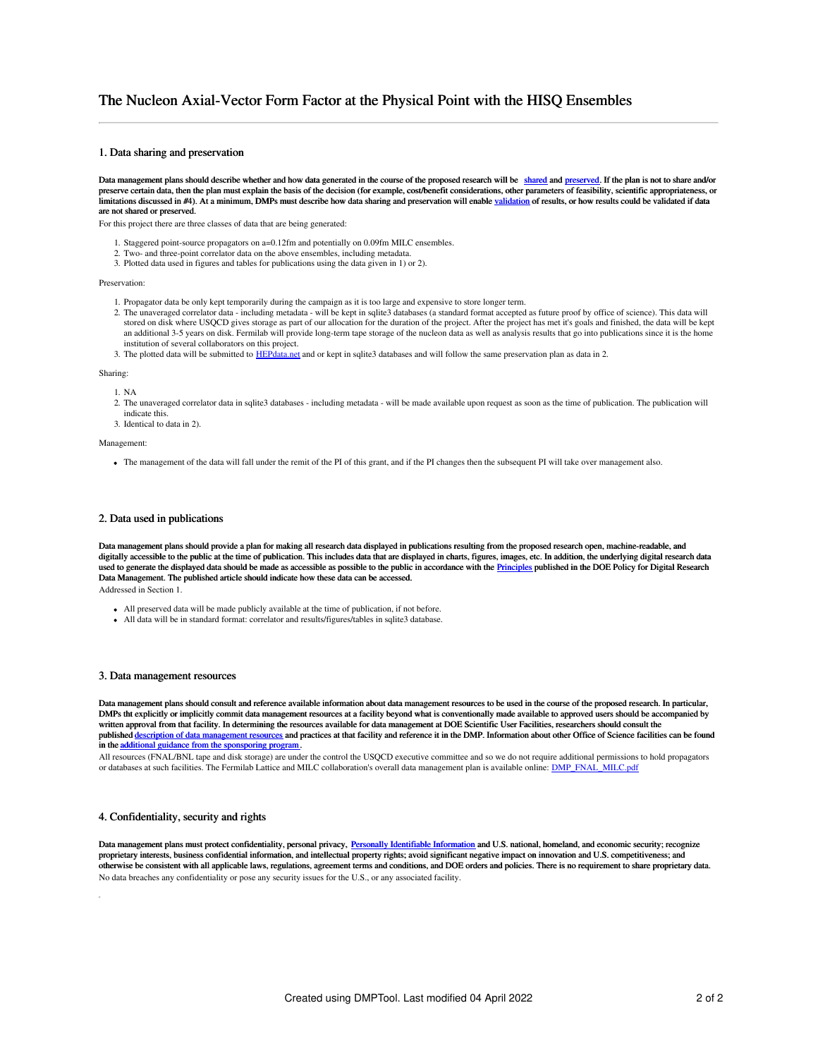# The Nucleon Axial-Vector Form Factor at the Physical Point with the HISQ Ensembles

## 1. Data sharing and preservation

**Data management plans should describe whether and how data generated in the course of the proposed research will be shared and preserved. If the plan is not to share and/or preserve certain data, then the plan must explain the basis of the decision (for example, cost/benefit considerations, other parameters of feasibility, scientific appropriateness, or limitations discussed in #4). At a minimum, DMPs must describe how data sharing and preservation will enable validation of results, or how results could be validated if data are not shared or preserved.**

For this project there are three classes of data that are being generated:

1. Staggered point-source propagators on a=0.12fm and potentially on 0.09fm MILC ensembles.
2. Two- and three-point correlator data on the above ensembles, including metadata.
3. Plotted data used in figures and tables for publications using the data given in 1) or 2).

Preservation:

1. Propagator data be only kept temporarily during the campaign as it is too large and expensive to store longer term.
2. The unaveraged correlator data - including metadata - will be kept in sqlite3 databases (a standard format accepted as future proof by office of science). This data will stored on disk where USQCD gives storage as part of our allocation for the duration of the project. After the project has met it's goals and finished, the data will be kept an additional 3-5 years on disk. Fermilab will provide long-term tape storage of the nucleon data as well as analysis results that go into publications since it is the home institution of several collaborators on this project.
3. The plotted data will be submitted to HEPdata.net and or kept in sqlite3 databases and will follow the same preservation plan as data in 2.

Sharing:

1. NA
2. The unaveraged correlator data in sqlite3 databases - including metadata - will be made available upon request as soon as the time of publication. The publication will indicate this.
3. Identical to data in 2).

Management:

- The management of the data will fall under the remit of the PI of this grant, and if the PI changes then the subsequent PI will take over management also.

## 2. Data used in publications

**Data management plans should provide a plan for making all research data displayed in publications resulting from the proposed research open, machine-readable, and digitally accessible to the public at the time of publication. This includes data that are displayed in charts, figures, images, etc. In addition, the underlying digital research data used to generate the displayed data should be made as accessible as possible to the public in accordance with the Principles published in the DOE Policy for Digital Research Data Management. The published article should indicate how these data can be accessed.**

Addressed in Section 1.

- All preserved data will be made publicly available at the time of publication, if not before.
- All data will be in standard format: correlator and results/figures/tables in sqlite3 database.

## 3. Data management resources

**Data management plans should consult and reference available information about data management resources to be used in the course of the proposed research. In particular, DMPs tht explicitly or implicitly commit data management resources at a facility beyond what is conventionally made available to approved users should be accompanied by written approval from that facility. In determining the resources available for data management at DOE Scientific User Facilities, researchers should consult the published description of data management resources and practices at that facility and reference it in the DMP. Information about other Office of Science facilities can be found in the additional guidance from the sponsoring program.**

All resources (FNAL/BNL tape and disk storage) are under the control the USQCD executive committee and so we do not require additional permissions to hold propagators or databases at such facilities. The Fermilab Lattice and MILC collaboration's overall data management plan is available online: DMP_FNAL_MILC.pdf

## 4. Confidentiality, security and rights

**Data management plans must protect confidentiality, personal privacy, Personally Identifiable Information and U.S. national, homeland, and economic security; recognize proprietary interests, business confidential information, and intellectual property rights; avoid significant negative impact on innovation and U.S. competitiveness; and otherwise be consistent with all applicable laws, regulations, agreement terms and conditions, and DOE orders and policies. There is no requirement to share proprietary data.**

No data breaches any confidentiality or pose any security issues for the U.S., or any associated facility.

Created using DMPTool. Last modified 04 April 2022